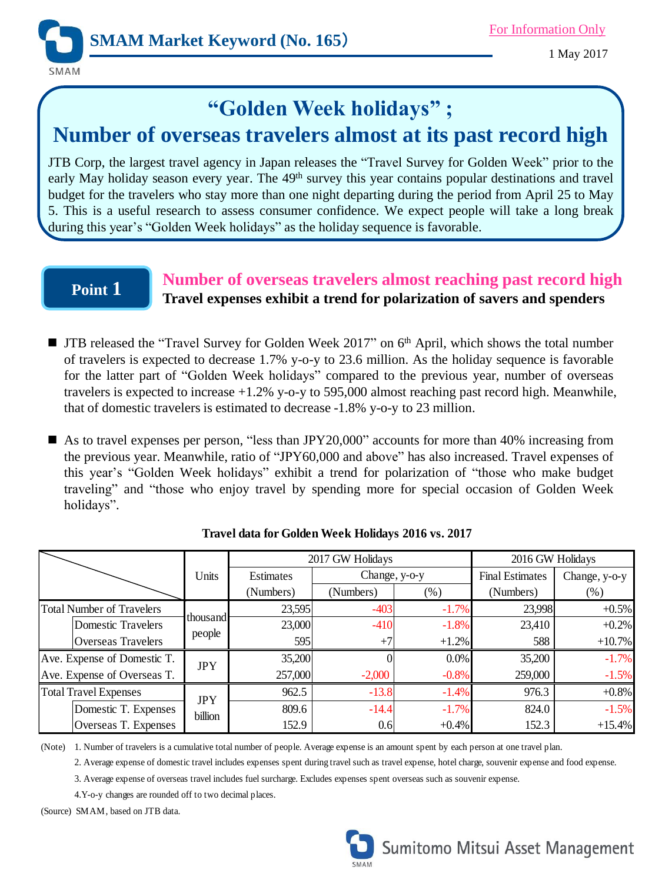# SMAM Market Keyword (No. 165）

For Information Only

1 May 2017

## "Golden Week holidays" ; Number of overseas travelers almost at its past record high

JTB Corp, the largest travel agency in Japan releases the "Travel Survey for Golden Week" prior to the early May holiday season every year. The 49th survey this year contains popular destinations and travel budget for the travelers who stay more than one night departing during the period from April 25 to May 5. This is a useful research to assess consumer confidence. We expect people will take a long break during this year's "Golden Week holidays" as the holiday sequence is favorable.

## Point 1

### Number of overseas travelers almost reaching past record high

**Travel expenses exhibit a trend for polarization of savers and spenders**

- JTB released the "Travel Survey for Golden Week 2017" on 6th April, which shows the total number of travelers is expected to decrease 1.7% y-o-y to 23.6 million. As the holiday sequence is favorable for the latter part of "Golden Week holidays" compared to the previous year, number of overseas travelers is expected to increase +1.2% y-o-y to 595,000 almost reaching past record high. Meanwhile, that of domestic travelers is estimated to decrease -1.8% y-o-y to 23 million.

- As to travel expenses per person, "less than JPY20,000" accounts for more than 40% increasing from the previous year. Meanwhile, ratio of "JPY60,000 and above" has also increased. Travel expenses of this year's "Golden Week holidays" exhibit a trend for polarization of "those who make budget traveling" and "those who enjoy travel by spending more for special occasion of Golden Week holidays".

**Travel data for Golden Week Holidays 2016 vs. 2017**

| | Units | 2017 GW Holidays | | | 2016 GW Holidays | |
|---|---|---|---|---|---|---|
| | | Estimates (Numbers) | Change, y-o-y (Numbers) | Change, y-o-y (%) | Final Estimates (Numbers) | Change, y-o-y (%) |
| Total Number of Travelers | thousand people | 23,595 | -403 | -1.7% | 23,998 | +0.5% |
| Domestic Travelers | thousand people | 23,000 | -410 | -1.8% | 23,410 | +0.2% |
| Overseas Travelers | thousand people | 595 | +7 | +1.2% | 588 | +10.7% |
| Ave. Expense of Domestic T. | JPY | 35,200 | 0 | 0.0% | 35,200 | -1.7% |
| Ave. Expense of Overseas T. | JPY | 257,000 | -2,000 | -0.8% | 259,000 | -1.5% |
| Total Travel Expenses | JPY billion | 962.5 | -13.8 | -1.4% | 976.3 | +0.8% |
| Domestic T. Expenses | JPY billion | 809.6 | -14.4 | -1.7% | 824.0 | -1.5% |
| Overseas T. Expenses | JPY billion | 152.9 | 0.6 | +0.4% | 152.3 | +15.4% |

(Note) 1. Number of travelers is a cumulative total number of people. Average expense is an amount spent by each person at one travel plan.
2. Average expense of domestic travel includes expenses spent during travel such as travel expense, hotel charge, souvenir expense and food expense.
3. Average expense of overseas travel includes fuel surcharge. Excludes expenses spent overseas such as souvenir expense.
4. Y-o-y changes are rounded off to two decimal places.

(Source) SMAM, based on JTB data.

Sumitomo Mitsui Asset Management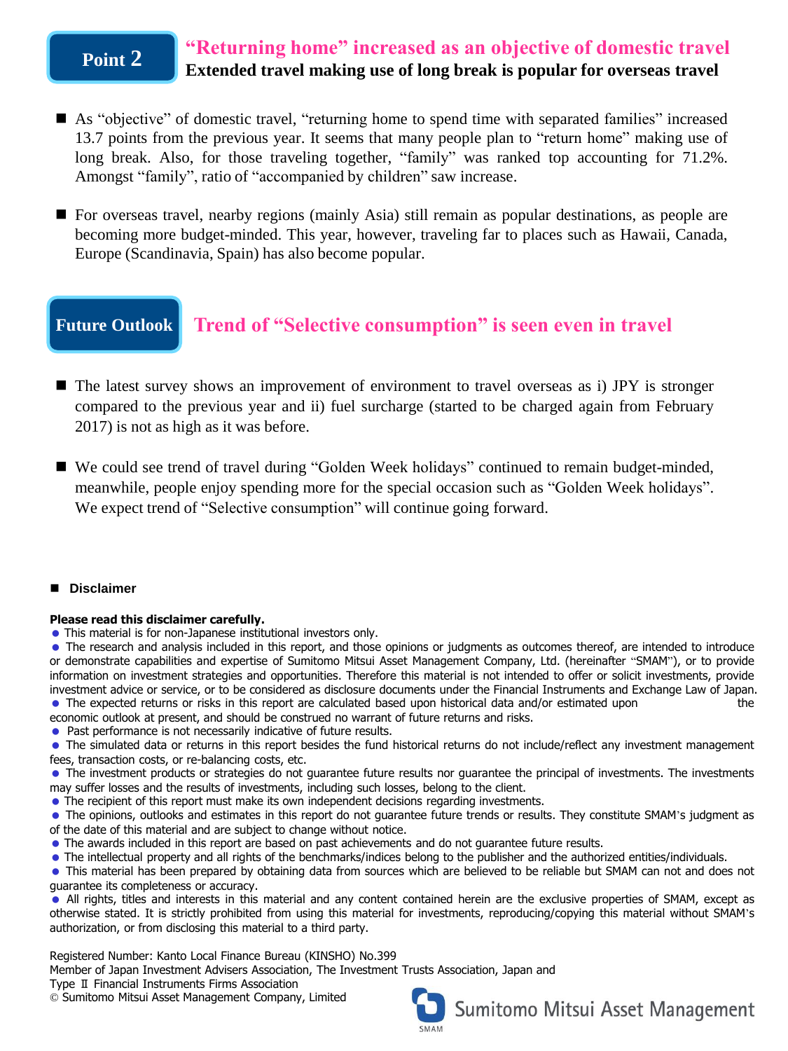## Point 2 “Returning home” increased as an objective of domestic travel

**Extended travel making use of long break is popular for overseas travel**

- As “objective” of domestic travel, “returning home to spend time with separated families” increased 13.7 points from the previous year. It seems that many people plan to “return home” making use of long break. Also, for those traveling together, “family” was ranked top accounting for 71.2%. Amongst “family”, ratio of “accompanied by children” saw increase.
- For overseas travel, nearby regions (mainly Asia) still remain as popular destinations, as people are becoming more budget-minded. This year, however, traveling far to places such as Hawaii, Canada, Europe (Scandinavia, Spain) has also become popular.

## Future Outlook Trend of “Selective consumption” is seen even in travel

- The latest survey shows an improvement of environment to travel overseas as i) JPY is stronger compared to the previous year and ii) fuel surcharge (started to be charged again from February 2017) is not as high as it was before.
- We could see trend of travel during “Golden Week holidays” continued to remain budget-minded, meanwhile, people enjoy spending more for the special occasion such as “Golden Week holidays”. We expect trend of “Selective consumption” will continue going forward.

### Disclaimer

**Please read this disclaimer carefully.**

- This material is for non-Japanese institutional investors only.
- The research and analysis included in this report, and those opinions or judgments as outcomes thereof, are intended to introduce or demonstrate capabilities and expertise of Sumitomo Mitsui Asset Management Company, Ltd. (hereinafter “SMAM”), or to provide information on investment strategies and opportunities. Therefore this material is not intended to offer or solicit investments, provide investment advice or service, or to be considered as disclosure documents under the Financial Instruments and Exchange Law of Japan.
- The expected returns or risks in this report are calculated based upon historical data and/or estimated upon the economic outlook at present, and should be construed no warrant of future returns and risks.
- Past performance is not necessarily indicative of future results.
- The simulated data or returns in this report besides the fund historical returns do not include/reflect any investment management fees, transaction costs, or re-balancing costs, etc.
- The investment products or strategies do not guarantee future results nor guarantee the principal of investments. The investments may suffer losses and the results of investments, including such losses, belong to the client.
- The recipient of this report must make its own independent decisions regarding investments.
- The opinions, outlooks and estimates in this report do not guarantee future trends or results. They constitute SMAM's judgment as of the date of this material and are subject to change without notice.
- The awards included in this report are based on past achievements and do not guarantee future results.
- The intellectual property and all rights of the benchmarks/indices belong to the publisher and the authorized entities/individuals.
- This material has been prepared by obtaining data from sources which are believed to be reliable but SMAM can not and does not guarantee its completeness or accuracy.
- All rights, titles and interests in this material and any content contained herein are the exclusive properties of SMAM, except as otherwise stated. It is strictly prohibited from using this material for investments, reproducing/copying this material without SMAM's authorization, or from disclosing this material to a third party.

Registered Number: Kanto Local Finance Bureau (KINSHO) No.399
Member of Japan Investment Advisers Association, The Investment Trusts Association, Japan and Type Ⅱ Financial Instruments Firms Association
© Sumitomo Mitsui Asset Management Company, Limited

Sumitomo Mitsui Asset Management
SMAM